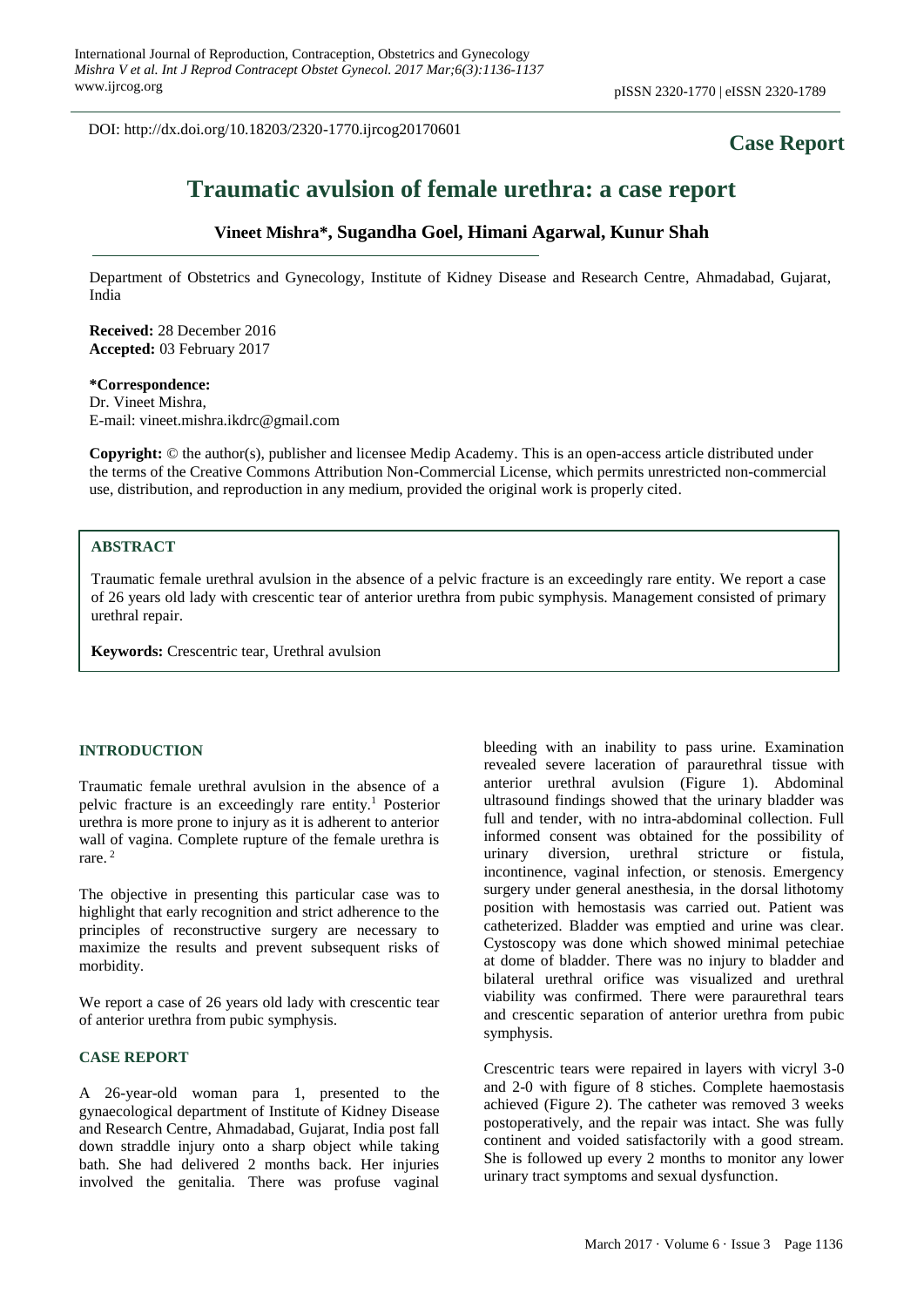DOI: http://dx.doi.org/10.18203/2320-1770.ijrcog20170601

**Case Report**

# Traumatic avulsion of female urethra: a case report

**Vineet Mishra\*, Sugandha Goel, Himani Agarwal, Kunur Shah**

Department of Obstetrics and Gynecology, Institute of Kidney Disease and Research Centre, Ahmadabad, Gujarat, India

**Received:** 28 December 2016
**Accepted:** 03 February 2017

**\*Correspondence:**
Dr. Vineet Mishra,
E-mail: vineet.mishra.ikdrc@gmail.com

**Copyright:** © the author(s), publisher and licensee Medip Academy. This is an open-access article distributed under the terms of the Creative Commons Attribution Non-Commercial License, which permits unrestricted non-commercial use, distribution, and reproduction in any medium, provided the original work is properly cited.

## ABSTRACT

Traumatic female urethral avulsion in the absence of a pelvic fracture is an exceedingly rare entity. We report a case of 26 years old lady with crescentic tear of anterior urethra from pubic symphysis. Management consisted of primary urethral repair.

**Keywords:** Crescentric tear, Urethral avulsion

## INTRODUCTION

Traumatic female urethral avulsion in the absence of a pelvic fracture is an exceedingly rare entity.[1] Posterior urethra is more prone to injury as it is adherent to anterior wall of vagina. Complete rupture of the female urethra is rare.[2]

The objective in presenting this particular case was to highlight that early recognition and strict adherence to the principles of reconstructive surgery are necessary to maximize the results and prevent subsequent risks of morbidity.

We report a case of 26 years old lady with crescentic tear of anterior urethra from pubic symphysis.

## CASE REPORT

A 26-year-old woman para 1, presented to the gynaecological department of Institute of Kidney Disease and Research Centre, Ahmadabad, Gujarat, India post fall down straddle injury onto a sharp object while taking bath. She had delivered 2 months back. Her injuries involved the genitalia. There was profuse vaginal bleeding with an inability to pass urine. Examination revealed severe laceration of paraurethral tissue with anterior urethral avulsion (Figure 1). Abdominal ultrasound findings showed that the urinary bladder was full and tender, with no intra-abdominal collection. Full informed consent was obtained for the possibility of urinary diversion, urethral stricture or fistula, incontinence, vaginal infection, or stenosis. Emergency surgery under general anesthesia, in the dorsal lithotomy position with hemostasis was carried out. Patient was catheterized. Bladder was emptied and urine was clear. Cystoscopy was done which showed minimal petechiae at dome of bladder. There was no injury to bladder and bilateral urethral orifice was visualized and urethral viability was confirmed. There were paraurethral tears and crescentic separation of anterior urethra from pubic symphysis.

Crescentric tears were repaired in layers with vicryl 3-0 and 2-0 with figure of 8 stiches. Complete haemostasis achieved (Figure 2). The catheter was removed 3 weeks postoperatively, and the repair was intact. She was fully continent and voided satisfactorily with a good stream. She is followed up every 2 months to monitor any lower urinary tract symptoms and sexual dysfunction.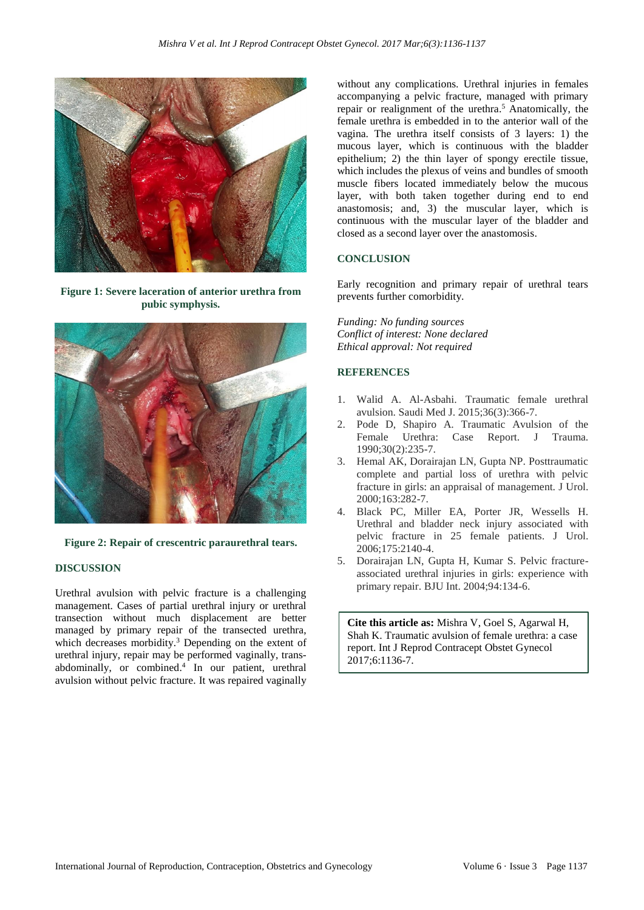**Figure 1: Severe laceration of anterior urethra from pubic symphysis.**

**Figure 2: Repair of crescentric paraurethral tears.**

## DISCUSSION

Urethral avulsion with pelvic fracture is a challenging management. Cases of partial urethral injury or urethral transection without much displacement are better managed by primary repair of the transected urethra, which decreases morbidity.[3] Depending on the extent of urethral injury, repair may be performed vaginally, trans-abdominally, or combined.[4] In our patient, urethral avulsion without pelvic fracture. It was repaired vaginally without any complications. Urethral injuries in females accompanying a pelvic fracture, managed with primary repair or realignment of the urethra.[5] Anatomically, the female urethra is embedded in to the anterior wall of the vagina. The urethra itself consists of 3 layers: 1) the mucous layer, which is continuous with the bladder epithelium; 2) the thin layer of spongy erectile tissue, which includes the plexus of veins and bundles of smooth muscle fibers located immediately below the mucous layer, with both taken together during end to end anastomosis; and, 3) the muscular layer, which is continuous with the muscular layer of the bladder and closed as a second layer over the anastomosis.

## CONCLUSION

Early recognition and primary repair of urethral tears prevents further comorbidity.

*Funding: No funding sources*
*Conflict of interest: None declared*
*Ethical approval: Not required*

## REFERENCES

1. Walid A. Al-Asbahi. Traumatic female urethral avulsion. Saudi Med J. 2015;36(3):366-7.
2. Pode D, Shapiro A. Traumatic Avulsion of the Female Urethra: Case Report. J Trauma. 1990;30(2):235-7.
3. Hemal AK, Dorairajan LN, Gupta NP. Posttraumatic complete and partial loss of urethra with pelvic fracture in girls: an appraisal of management. J Urol. 2000;163:282-7.
4. Black PC, Miller EA, Porter JR, Wessells H. Urethral and bladder neck injury associated with pelvic fracture in 25 female patients. J Urol. 2006;175:2140-4.
5. Dorairajan LN, Gupta H, Kumar S. Pelvic fracture-associated urethral injuries in girls: experience with primary repair. BJU Int. 2004;94:134-6.

**Cite this article as:** Mishra V, Goel S, Agarwal H, Shah K. Traumatic avulsion of female urethra: a case report. Int J Reprod Contracept Obstet Gynecol 2017;6:1136-7.